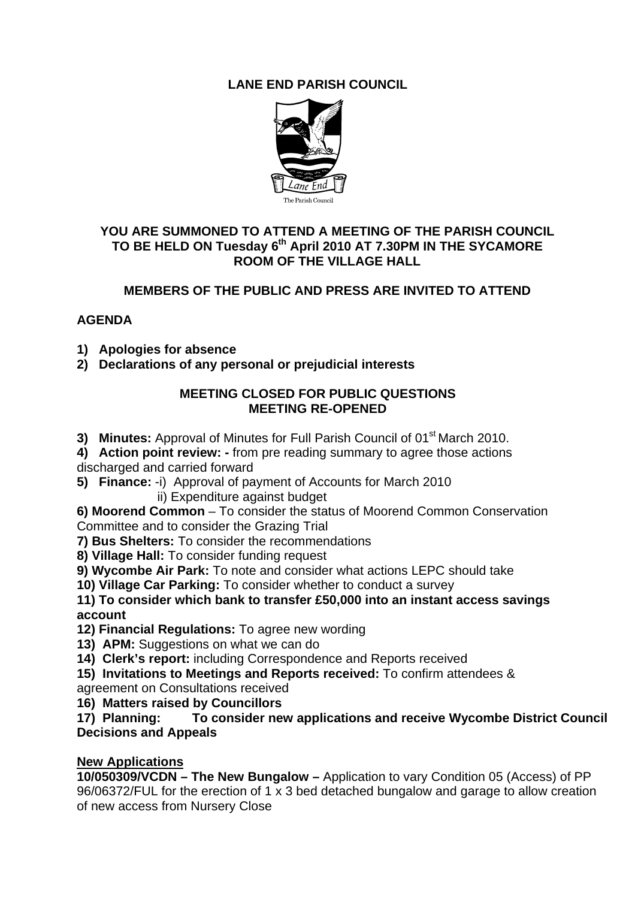# LANE END PARISH COUNCIL

Lane End

The Parish Council

## YOU ARE SUMMONED TO ATTEND A MEETING OF THE PARISH COUNCIL TO BE HELD ON Tuesday 6th April 2010 AT 7.30PM IN THE SYCAMORE ROOM OF THE VILLAGE HALL

### MEMBERS OF THE PUBLIC AND PRESS ARE INVITED TO ATTEND

**AGENDA**

1) **Apologies for absence**
2) **Declarations of any personal or prejudicial interests**

**MEETING CLOSED FOR PUBLIC QUESTIONS**
**MEETING RE-OPENED**

3) **Minutes:** Approval of Minutes for Full Parish Council of 01st March 2010.
4) **Action point review: -** from pre reading summary to agree those actions discharged and carried forward
5) **Finance:** -i) Approval of payment of Accounts for March 2010
   ii) Expenditure against budget
6) **Moorend Common** – To consider the status of Moorend Common Conservation Committee and to consider the Grazing Trial
7) **Bus Shelters:** To consider the recommendations
8) **Village Hall:** To consider funding request
9) **Wycombe Air Park:** To note and consider what actions LEPC should take
10) **Village Car Parking:** To consider whether to conduct a survey
11) **To consider which bank to transfer £50,000 into an instant access savings account**
12) **Financial Regulations:** To agree new wording
13) **APM:** Suggestions on what we can do
14) **Clerk's report:** including Correspondence and Reports received
15) **Invitations to Meetings and Reports received:** To confirm attendees & agreement on Consultations received
16) **Matters raised by Councillors**
17) **Planning: To consider new applications and receive Wycombe District Council Decisions and Appeals**

**New Applications**

**10/050309/VCDN – The New Bungalow –** Application to vary Condition 05 (Access) of PP 96/06372/FUL for the erection of 1 x 3 bed detached bungalow and garage to allow creation of new access from Nursery Close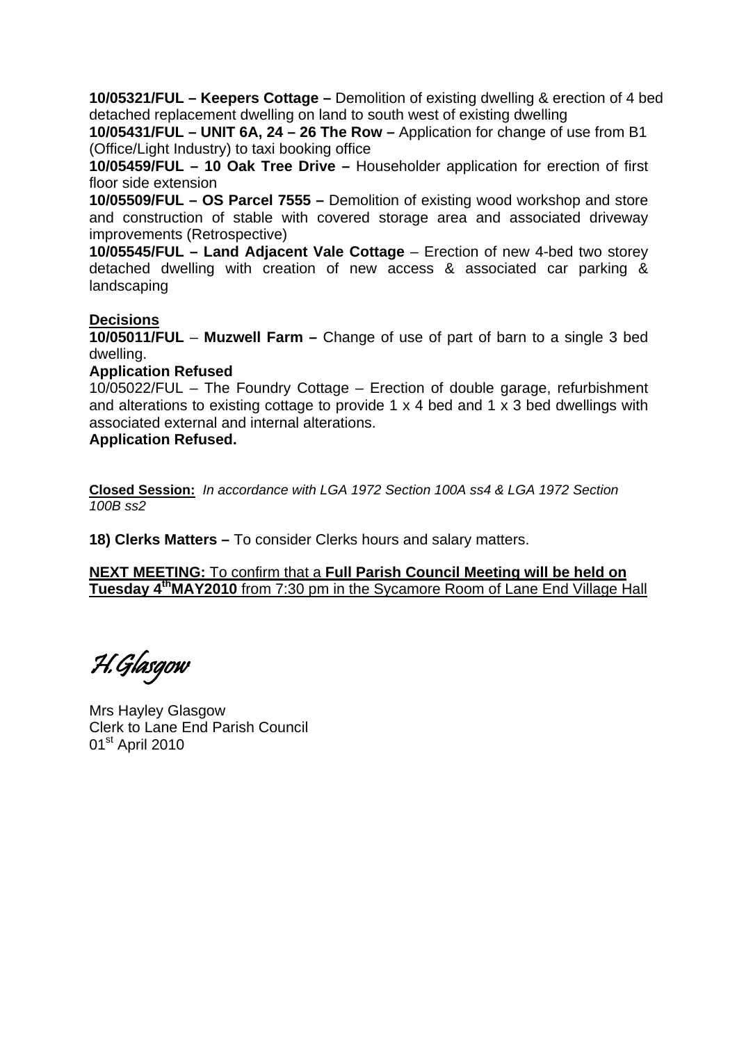**10/05321/FUL – Keepers Cottage –** Demolition of existing dwelling & erection of 4 bed detached replacement dwelling on land to south west of existing dwelling
**10/05431/FUL – UNIT 6A, 24 – 26 The Row –** Application for change of use from B1 (Office/Light Industry) to taxi booking office
**10/05459/FUL – 10 Oak Tree Drive –** Householder application for erection of first floor side extension
**10/05509/FUL – OS Parcel 7555 –** Demolition of existing wood workshop and store and construction of stable with covered storage area and associated driveway improvements (Retrospective)
**10/05545/FUL – Land Adjacent Vale Cottage** – Erection of new 4-bed two storey detached dwelling with creation of new access & associated car parking & landscaping

**Decisions**
**10/05011/FUL** – **Muzwell Farm –** Change of use of part of barn to a single 3 bed dwelling.
**Application Refused**
10/05022/FUL – The Foundry Cottage – Erection of double garage, refurbishment and alterations to existing cottage to provide 1 x 4 bed and 1 x 3 bed dwellings with associated external and internal alterations.
**Application Refused.**

**Closed Session:** *In accordance with LGA 1972 Section 100A ss4 & LGA 1972 Section 100B ss2*

**18) Clerks Matters –** To consider Clerks hours and salary matters.

**NEXT MEETING:** To confirm that a **Full Parish Council Meeting will be held on Tuesday 4th MAY2010** from 7:30 pm in the Sycamore Room of Lane End Village Hall

*H.Glasgow*

Mrs Hayley Glasgow
Clerk to Lane End Parish Council
01st April 2010